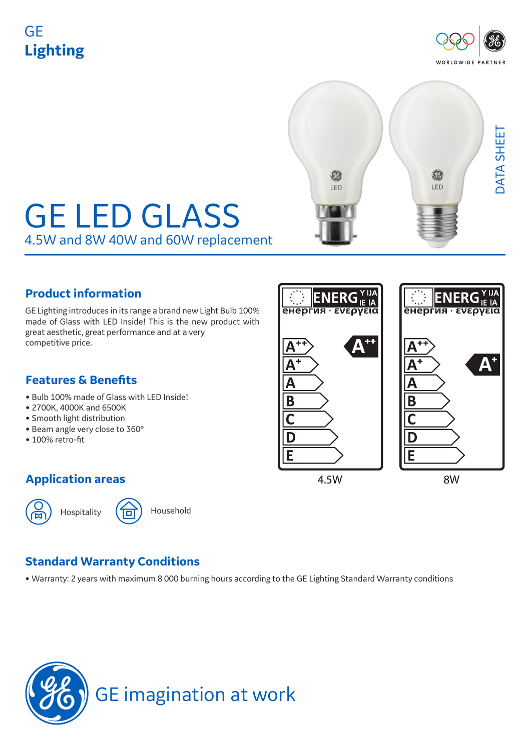GE
**Lighting**

DATA SHEET

# GE LED GLASS

4.5W and 8W 40W and 60W replacement

## Product information

GE Lighting introduces in its range a brand new Light Bulb 100% made of Glass with LED Inside! This is the new product with great aesthetic, great performance and at a very competitive price.

## Features & Benefits

- Bulb 100% made of Glass with LED Inside!
- 2700K, 4000K and 6500K
- Smooth light distribution
- Beam angle very close to 360°
- 100% retro-fit

## Application areas

Hospitality

Household

| 4.5W | 8W |
|---|---|
| A++ | A+ |

## Standard Warranty Conditions

- Warranty: 2 years with maximum 8 000 burning hours according to the GE Lighting Standard Warranty conditions

GE imagination at work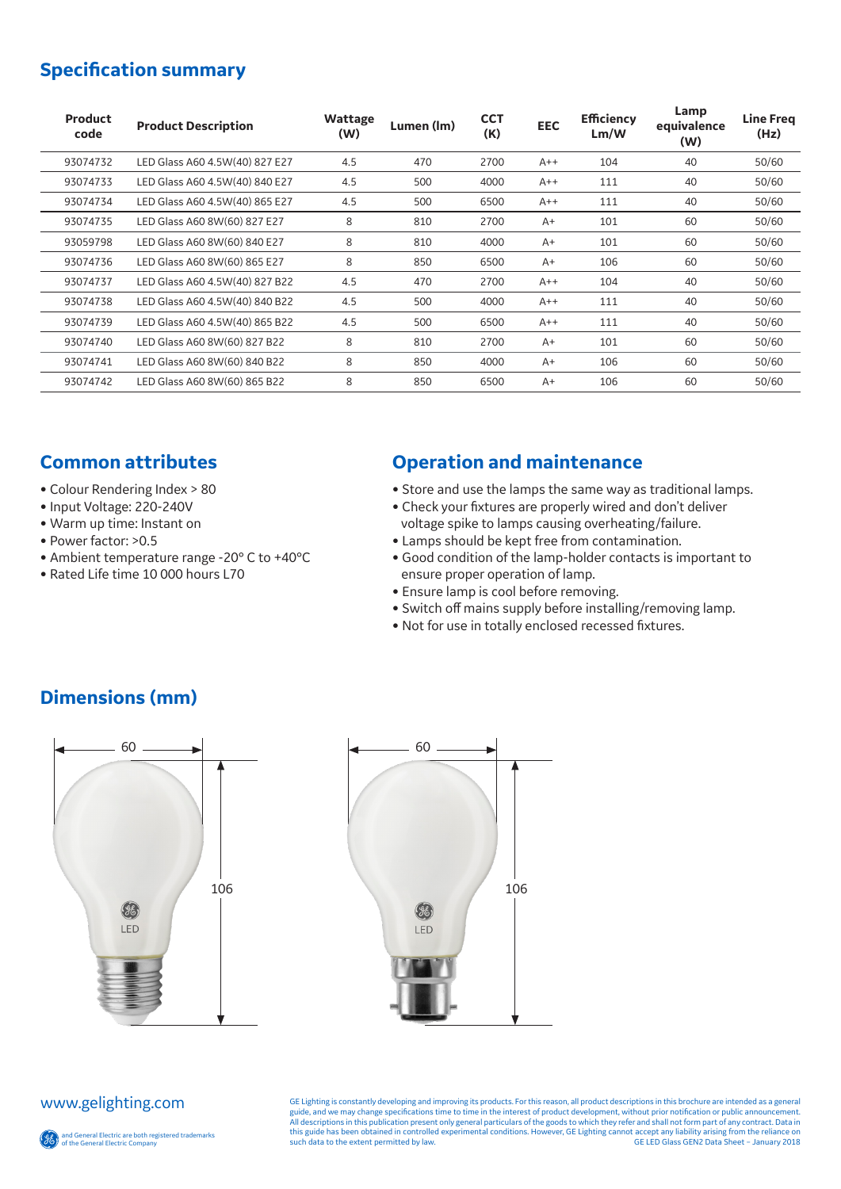## Specification summary

| Product code | Product Description | Wattage (W) | Lumen (lm) | CCT (K) | EEC | Efficiency Lm/W | Lamp equivalence (W) | Line Freq (Hz) |
|---|---|---|---|---|---|---|---|---|
| 93074732 | LED Glass A60 4.5W(40) 827 E27 | 4.5 | 470 | 2700 | A++ | 104 | 40 | 50/60 |
| 93074733 | LED Glass A60 4.5W(40) 840 E27 | 4.5 | 500 | 4000 | A++ | 111 | 40 | 50/60 |
| 93074734 | LED Glass A60 4.5W(40) 865 E27 | 4.5 | 500 | 6500 | A++ | 111 | 40 | 50/60 |
| 93074735 | LED Glass A60 8W(60) 827 E27 | 8 | 810 | 2700 | A+ | 101 | 60 | 50/60 |
| 93059798 | LED Glass A60 8W(60) 840 E27 | 8 | 810 | 4000 | A+ | 101 | 60 | 50/60 |
| 93074736 | LED Glass A60 8W(60) 865 E27 | 8 | 850 | 6500 | A+ | 106 | 60 | 50/60 |
| 93074737 | LED Glass A60 4.5W(40) 827 B22 | 4.5 | 470 | 2700 | A++ | 104 | 40 | 50/60 |
| 93074738 | LED Glass A60 4.5W(40) 840 B22 | 4.5 | 500 | 4000 | A++ | 111 | 40 | 50/60 |
| 93074739 | LED Glass A60 4.5W(40) 865 B22 | 4.5 | 500 | 6500 | A++ | 111 | 40 | 50/60 |
| 93074740 | LED Glass A60 8W(60) 827 B22 | 8 | 810 | 2700 | A+ | 101 | 60 | 50/60 |
| 93074741 | LED Glass A60 8W(60) 840 B22 | 8 | 850 | 4000 | A+ | 106 | 60 | 50/60 |
| 93074742 | LED Glass A60 8W(60) 865 B22 | 8 | 850 | 6500 | A+ | 106 | 60 | 50/60 |

## Common attributes

- Colour Rendering Index > 80
- Input Voltage: 220-240V
- Warm up time: Instant on
- Power factor: >0.5
- Ambient temperature range -20° C to +40°C
- Rated Life time 10 000 hours L70

## Operation and maintenance

- Store and use the lamps the same way as traditional lamps.
- Check your fixtures are properly wired and don't deliver voltage spike to lamps causing overheating/failure.
- Lamps should be kept free from contamination.
- Good condition of the lamp-holder contacts is important to ensure proper operation of lamp.
- Ensure lamp is cool before removing.
- Switch off mains supply before installing/removing lamp.
- Not for use in totally enclosed recessed fixtures.

## Dimensions (mm)

60

106

LED

60

106

LED

www.gelighting.com

and General Electric are both registered trademarks of the General Electric Company

GE Lighting is constantly developing and improving its products. For this reason, all product descriptions in this brochure are intended as a general guide, and we may change specifications time to time in the interest of product development, without prior notification or public announcement. All descriptions in this publication present only general particulars of the goods to which they refer and shall not form part of any contract. Data in this guide has been obtained in controlled experimental conditions. However, GE Lighting cannot accept any liability arising from the reliance on such data to the extent permitted by law.

GE LED Glass GEN2 Data Sheet – January 2018